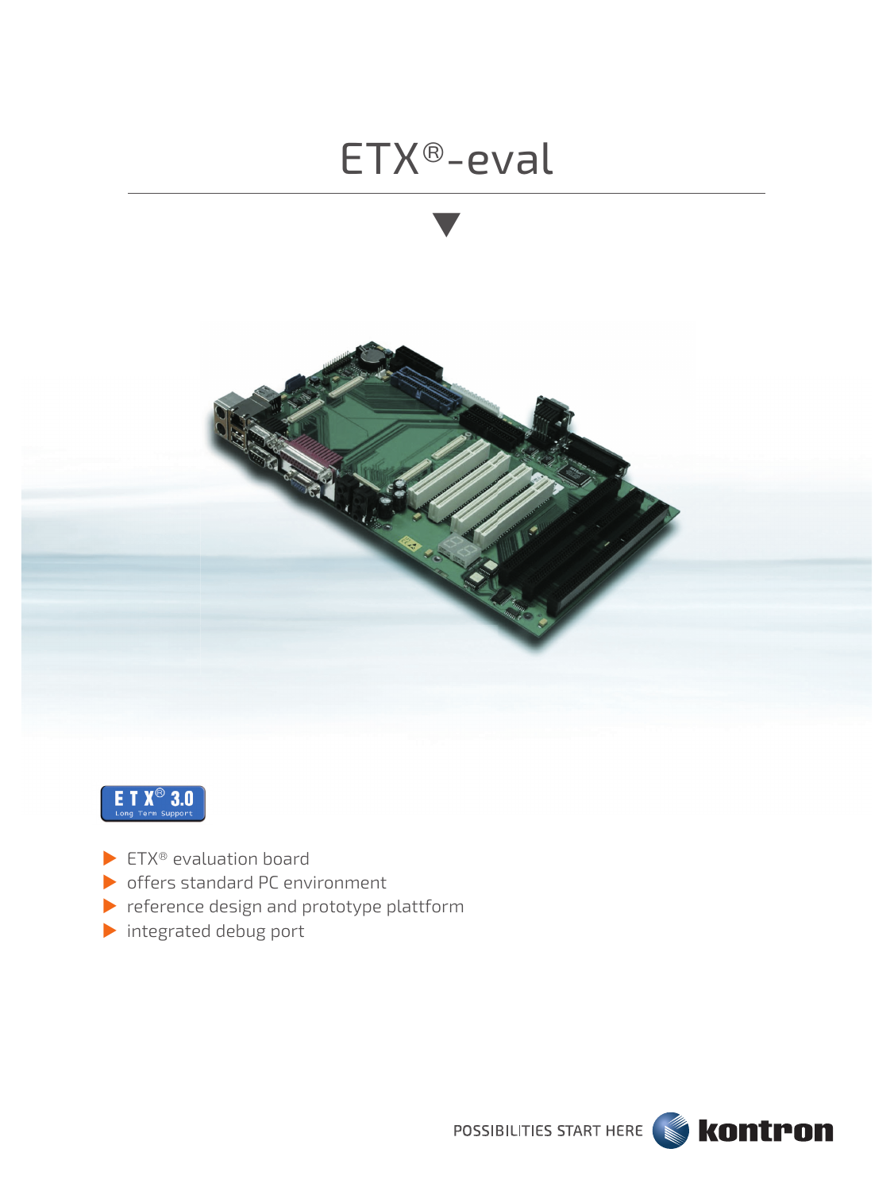# ETX®-eval

ETX® 3.0 Long Term Support

- ETX® evaluation board
- offers standard PC environment
- reference design and prototype plattform
- integrated debug port

POSSIBILITIES START HERE kontron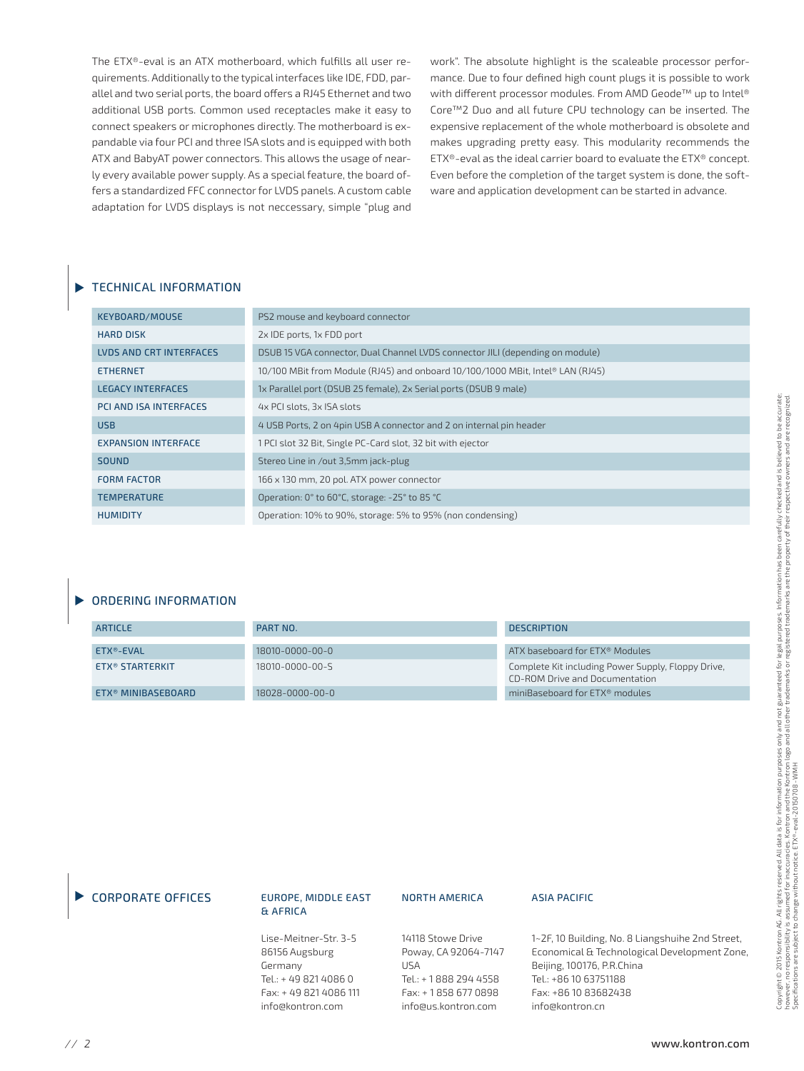The ETX®-eval is an ATX motherboard, which fulfills all user requirements. Additionally to the typical interfaces like IDE, FDD, parallel and two serial ports, the board offers a RJ45 Ethernet and two additional USB ports. Common used receptacles make it easy to connect speakers or microphones directly. The motherboard is expandable via four PCI and three ISA slots and is equipped with both ATX and BabyAT power connectors. This allows the usage of nearly every available power supply. As a special feature, the board offers a standardized FFC connector for LVDS panels. A custom cable adaptation for LVDS displays is not neccessary, simple "plug and work". The absolute highlight is the scaleable processor performance. Due to four defined high count plugs it is possible to work with different processor modules. From AMD Geode™ up to Intel® Core™2 Duo and all future CPU technology can be inserted. The expensive replacement of the whole motherboard is obsolete and makes upgrading pretty easy. This modularity recommends the ETX®-eval as the ideal carrier board to evaluate the ETX® concept. Even before the completion of the target system is done, the software and application development can be started in advance.

## TECHNICAL INFORMATION

| | |
|---|---|
| KEYBOARD/MOUSE | PS2 mouse and keyboard connector |
| HARD DISK | 2x IDE ports, 1x FDD port |
| LVDS AND CRT INTERFACES | DSUB 15 VGA connector, Dual Channel LVDS connector JILI (depending on module) |
| ETHERNET | 10/100 MBit from Module (RJ45) and onboard 10/100/1000 MBit, Intel® LAN (RJ45) |
| LEGACY INTERFACES | 1x Parallel port (DSUB 25 female), 2x Serial ports (DSUB 9 male) |
| PCI AND ISA INTERFACES | 4x PCI slots, 3x ISA slots |
| USB | 4 USB Ports, 2 on 4pin USB A connector and 2 on internal pin header |
| EXPANSION INTERFACE | 1 PCI slot 32 Bit, Single PC-Card slot, 32 bit with ejector |
| SOUND | Stereo Line in /out 3,5mm jack-plug |
| FORM FACTOR | 166 x 130 mm, 20 pol. ATX power connector |
| TEMPERATURE | Operation: 0° to 60°C, storage: -25° to 85 °C |
| HUMIDITY | Operation: 10% to 90%, storage: 5% to 95% (non condensing) |

## ORDERING INFORMATION

| ARTICLE | PART NO. | DESCRIPTION |
|---|---|---|
| ETX®-EVAL | 18010-0000-00-0 | ATX baseboard for ETX® Modules |
| ETX® STARTERKIT | 18010-0000-00-S | Complete Kit including Power Supply, Floppy Drive, CD-ROM Drive and Documentation |
| ETX® MINIBASEBOARD | 18028-0000-00-0 | miniBaseboard for ETX® modules |

## CORPORATE OFFICES

**EUROPE, MIDDLE EAST & AFRICA**

Lise-Meitner-Str. 3-5
86156 Augsburg
Germany
Tel.: + 49 821 4086 0
Fax: + 49 821 4086 111
info@kontron.com

**NORTH AMERICA**

14118 Stowe Drive
Poway, CA 92064-7147
USA
Tel.: + 1 888 294 4558
Fax: + 1 858 677 0898
info@us.kontron.com

**ASIA PACIFIC**

1~2F, 10 Building, No. 8 Liangshuihe 2nd Street,
Economical & Technological Development Zone,
Beijing, 100176, P.R.China
Tel.: +86 10 63751188
Fax: +86 10 83682438
info@kontron.cn

Copyright © 2015 Kontron AG. All rights reserved. All data is for information purposes only and not guaranteed for legal purposes. Information has been carefully checked and is believed to be accurate; however, no responsibility is assumed for inaccuracies. Kontron and the Kontron logo and all other trademarks or registered trademarks are the property of their respective owners and are recognized. Specifications are subject to change without notice. ETX®-eval-20150708-WMH

www.kontron.com